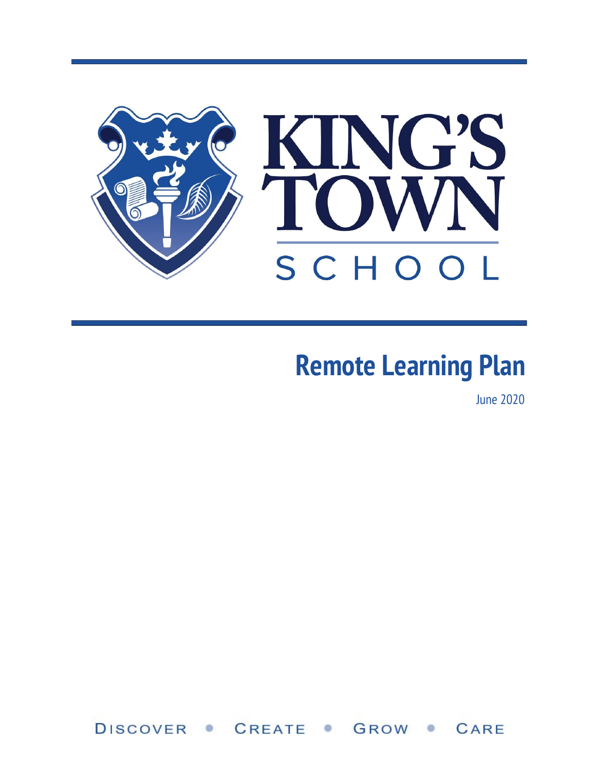# KING'S TOWN SCHOOL

# Remote Learning Plan

June 2020

DISCOVER • CREATE • GROW • CARE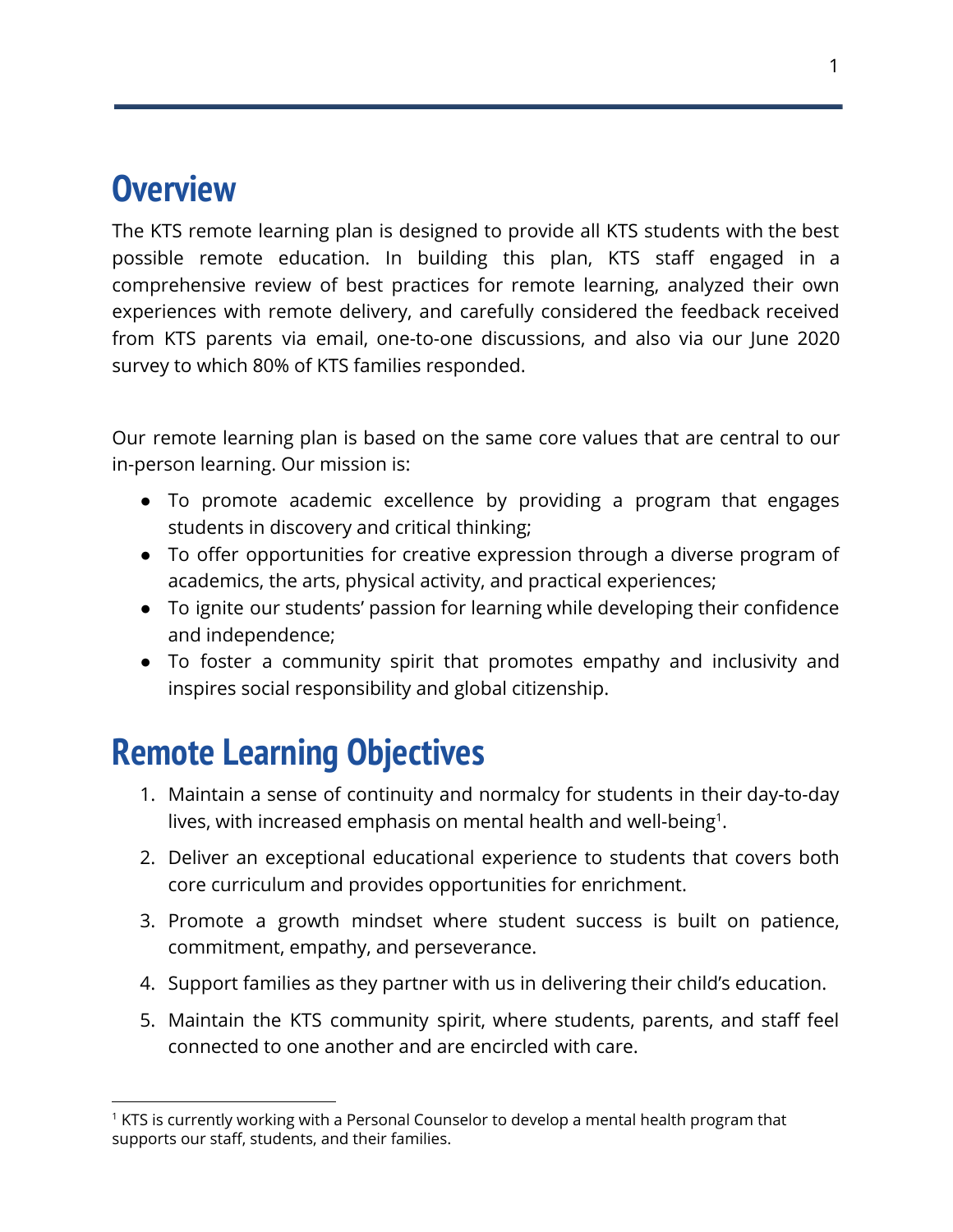# Overview

The KTS remote learning plan is designed to provide all KTS students with the best possible remote education. In building this plan, KTS staff engaged in a comprehensive review of best practices for remote learning, analyzed their own experiences with remote delivery, and carefully considered the feedback received from KTS parents via email, one-to-one discussions, and also via our June 2020 survey to which 80% of KTS families responded.

Our remote learning plan is based on the same core values that are central to our in-person learning. Our mission is:

- To promote academic excellence by providing a program that engages students in discovery and critical thinking;
- To offer opportunities for creative expression through a diverse program of academics, the arts, physical activity, and practical experiences;
- To ignite our students' passion for learning while developing their confidence and independence;
- To foster a community spirit that promotes empathy and inclusivity and inspires social responsibility and global citizenship.

# Remote Learning Objectives

1. Maintain a sense of continuity and normalcy for students in their day-to-day lives, with increased emphasis on mental health and well-being[1].
2. Deliver an exceptional educational experience to students that covers both core curriculum and provides opportunities for enrichment.
3. Promote a growth mindset where student success is built on patience, commitment, empathy, and perseverance.
4. Support families as they partner with us in delivering their child's education.
5. Maintain the KTS community spirit, where students, parents, and staff feel connected to one another and are encircled with care.

[1] KTS is currently working with a Personal Counselor to develop a mental health program that supports our staff, students, and their families.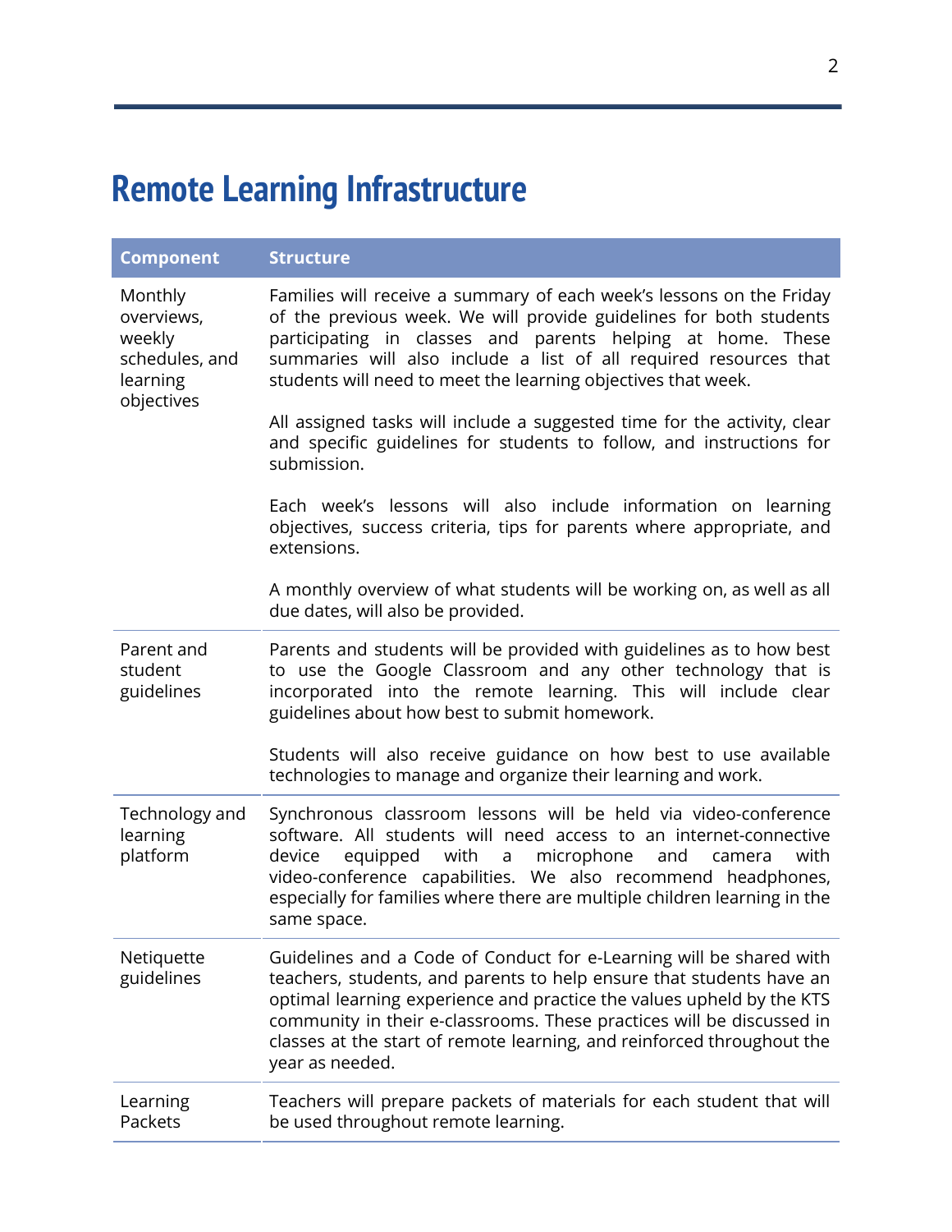# Remote Learning Infrastructure

| Component | Structure |
| --- | --- |
| Monthly overviews, weekly schedules, and learning objectives | Families will receive a summary of each week's lessons on the Friday of the previous week. We will provide guidelines for both students participating in classes and parents helping at home. These summaries will also include a list of all required resources that students will need to meet the learning objectives that week.<br><br>All assigned tasks will include a suggested time for the activity, clear and specific guidelines for students to follow, and instructions for submission.<br><br>Each week's lessons will also include information on learning objectives, success criteria, tips for parents where appropriate, and extensions.<br><br>A monthly overview of what students will be working on, as well as all due dates, will also be provided. |
| Parent and student guidelines | Parents and students will be provided with guidelines as to how best to use the Google Classroom and any other technology that is incorporated into the remote learning. This will include clear guidelines about how best to submit homework.<br><br>Students will also receive guidance on how best to use available technologies to manage and organize their learning and work. |
| Technology and learning platform | Synchronous classroom lessons will be held via video-conference software. All students will need access to an internet-connective device equipped with a microphone and camera with video-conference capabilities. We also recommend headphones, especially for families where there are multiple children learning in the same space. |
| Netiquette guidelines | Guidelines and a Code of Conduct for e-Learning will be shared with teachers, students, and parents to help ensure that students have an optimal learning experience and practice the values upheld by the KTS community in their e-classrooms. These practices will be discussed in classes at the start of remote learning, and reinforced throughout the year as needed. |
| Learning Packets | Teachers will prepare packets of materials for each student that will be used throughout remote learning. |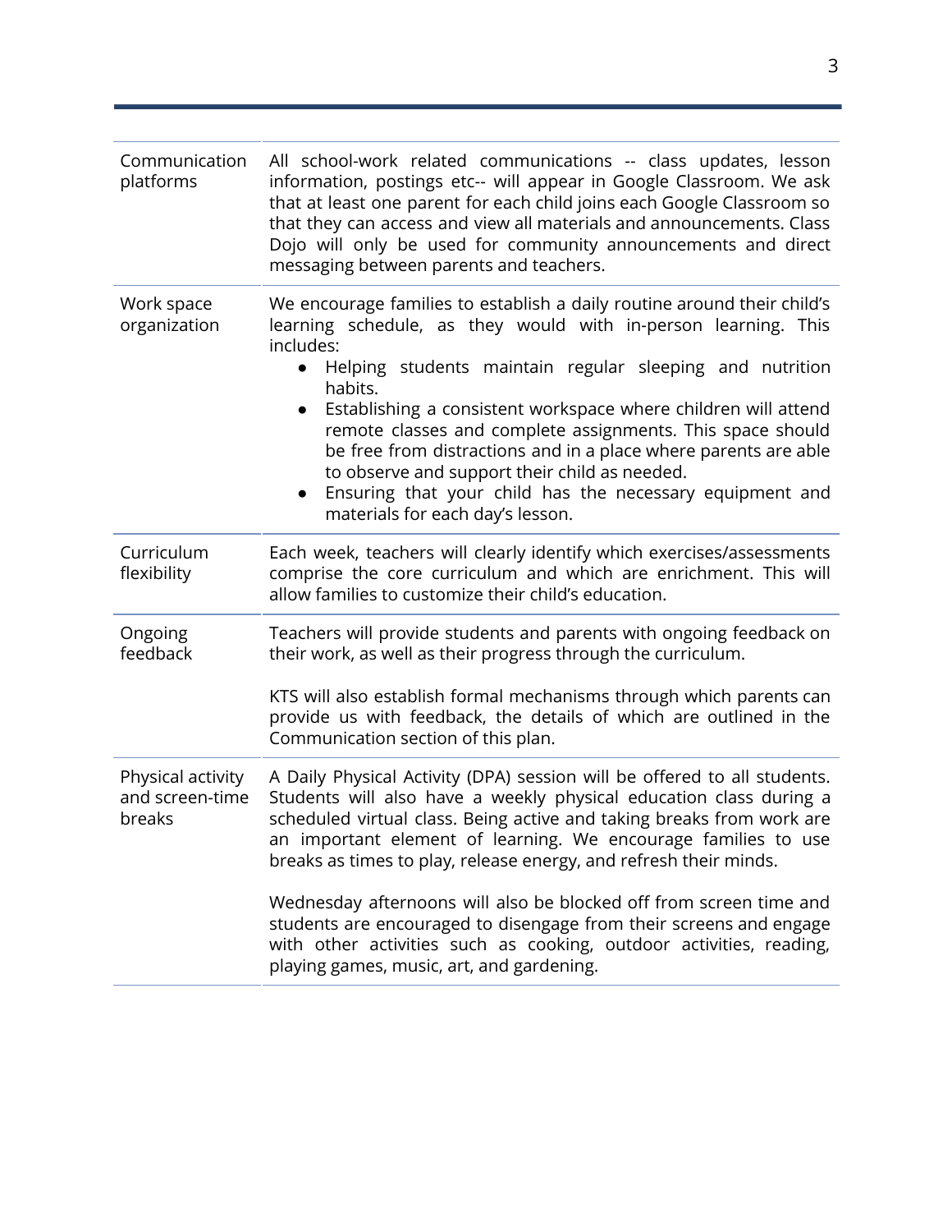| | |
|---|---|
| Communication platforms | All school-work related communications -- class updates, lesson information, postings etc-- will appear in Google Classroom. We ask that at least one parent for each child joins each Google Classroom so that they can access and view all materials and announcements. Class Dojo will only be used for community announcements and direct messaging between parents and teachers. |
| Work space organization | We encourage families to establish a daily routine around their child's learning schedule, as they would with in-person learning. This includes:<br>• Helping students maintain regular sleeping and nutrition habits.<br>• Establishing a consistent workspace where children will attend remote classes and complete assignments. This space should be free from distractions and in a place where parents are able to observe and support their child as needed.<br>• Ensuring that your child has the necessary equipment and materials for each day's lesson. |
| Curriculum flexibility | Each week, teachers will clearly identify which exercises/assessments comprise the core curriculum and which are enrichment. This will allow families to customize their child's education. |
| Ongoing feedback | Teachers will provide students and parents with ongoing feedback on their work, as well as their progress through the curriculum.<br><br>KTS will also establish formal mechanisms through which parents can provide us with feedback, the details of which are outlined in the Communication section of this plan. |
| Physical activity and screen-time breaks | A Daily Physical Activity (DPA) session will be offered to all students. Students will also have a weekly physical education class during a scheduled virtual class. Being active and taking breaks from work are an important element of learning. We encourage families to use breaks as times to play, release energy, and refresh their minds.<br><br>Wednesday afternoons will also be blocked off from screen time and students are encouraged to disengage from their screens and engage with other activities such as cooking, outdoor activities, reading, playing games, music, art, and gardening. |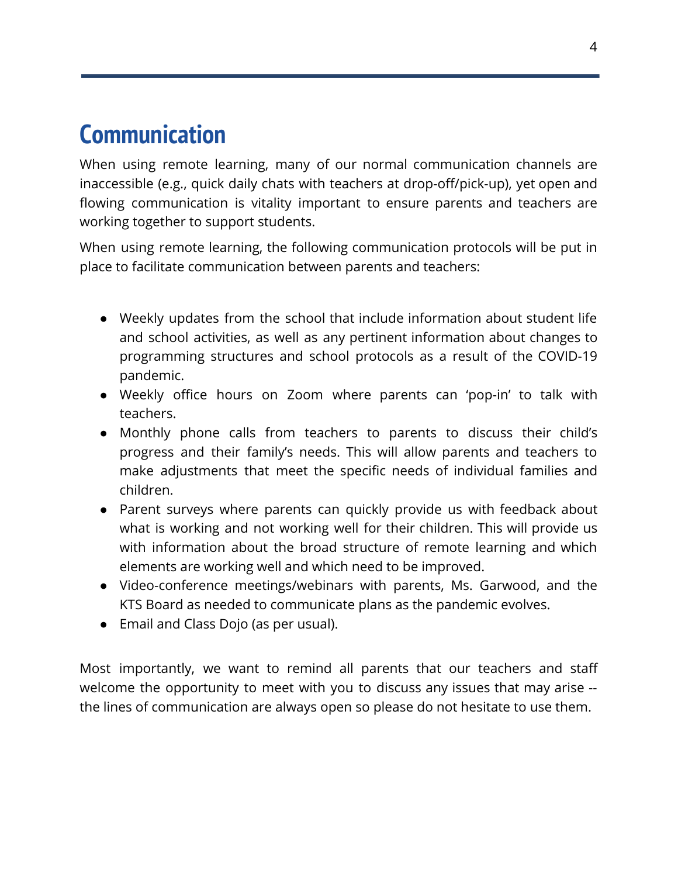# Communication

When using remote learning, many of our normal communication channels are inaccessible (e.g., quick daily chats with teachers at drop-off/pick-up), yet open and flowing communication is vitality important to ensure parents and teachers are working together to support students.

When using remote learning, the following communication protocols will be put in place to facilitate communication between parents and teachers:

- Weekly updates from the school that include information about student life and school activities, as well as any pertinent information about changes to programming structures and school protocols as a result of the COVID-19 pandemic.
- Weekly office hours on Zoom where parents can 'pop-in' to talk with teachers.
- Monthly phone calls from teachers to parents to discuss their child's progress and their family's needs. This will allow parents and teachers to make adjustments that meet the specific needs of individual families and children.
- Parent surveys where parents can quickly provide us with feedback about what is working and not working well for their children. This will provide us with information about the broad structure of remote learning and which elements are working well and which need to be improved.
- Video-conference meetings/webinars with parents, Ms. Garwood, and the KTS Board as needed to communicate plans as the pandemic evolves.
- Email and Class Dojo (as per usual).

Most importantly, we want to remind all parents that our teachers and staff welcome the opportunity to meet with you to discuss any issues that may arise -- the lines of communication are always open so please do not hesitate to use them.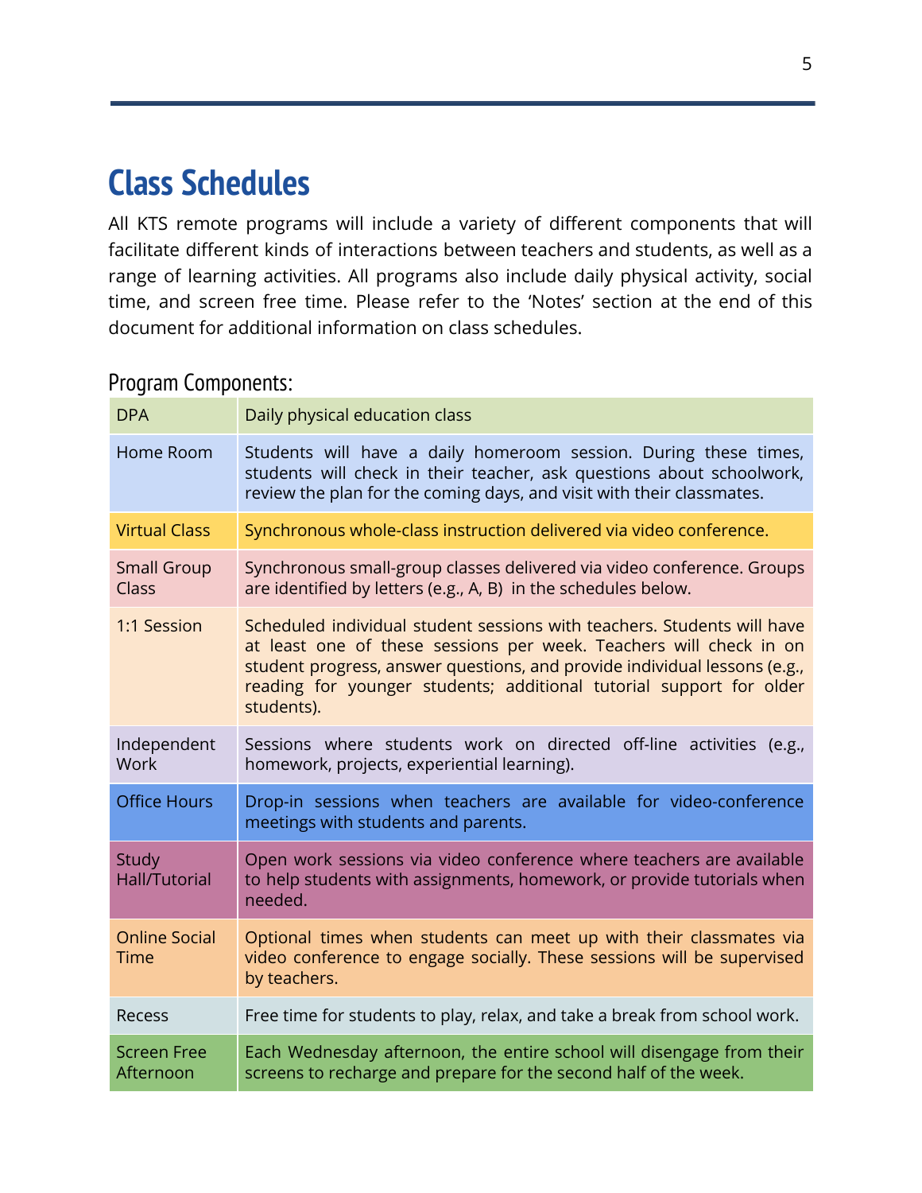# Class Schedules

All KTS remote programs will include a variety of different components that will facilitate different kinds of interactions between teachers and students, as well as a range of learning activities. All programs also include daily physical activity, social time, and screen free time. Please refer to the 'Notes' section at the end of this document for additional information on class schedules.

## Program Components:

| Component | Description |
|---|---|
| DPA | Daily physical education class |
| Home Room | Students will have a daily homeroom session. During these times, students will check in their teacher, ask questions about schoolwork, review the plan for the coming days, and visit with their classmates. |
| Virtual Class | Synchronous whole-class instruction delivered via video conference. |
| Small Group Class | Synchronous small-group classes delivered via video conference. Groups are identified by letters (e.g., A, B) in the schedules below. |
| 1:1 Session | Scheduled individual student sessions with teachers. Students will have at least one of these sessions per week. Teachers will check in on student progress, answer questions, and provide individual lessons (e.g., reading for younger students; additional tutorial support for older students). |
| Independent Work | Sessions where students work on directed off-line activities (e.g., homework, projects, experiential learning). |
| Office Hours | Drop-in sessions when teachers are available for video-conference meetings with students and parents. |
| Study Hall/Tutorial | Open work sessions via video conference where teachers are available to help students with assignments, homework, or provide tutorials when needed. |
| Online Social Time | Optional times when students can meet up with their classmates via video conference to engage socially. These sessions will be supervised by teachers. |
| Recess | Free time for students to play, relax, and take a break from school work. |
| Screen Free Afternoon | Each Wednesday afternoon, the entire school will disengage from their screens to recharge and prepare for the second half of the week. |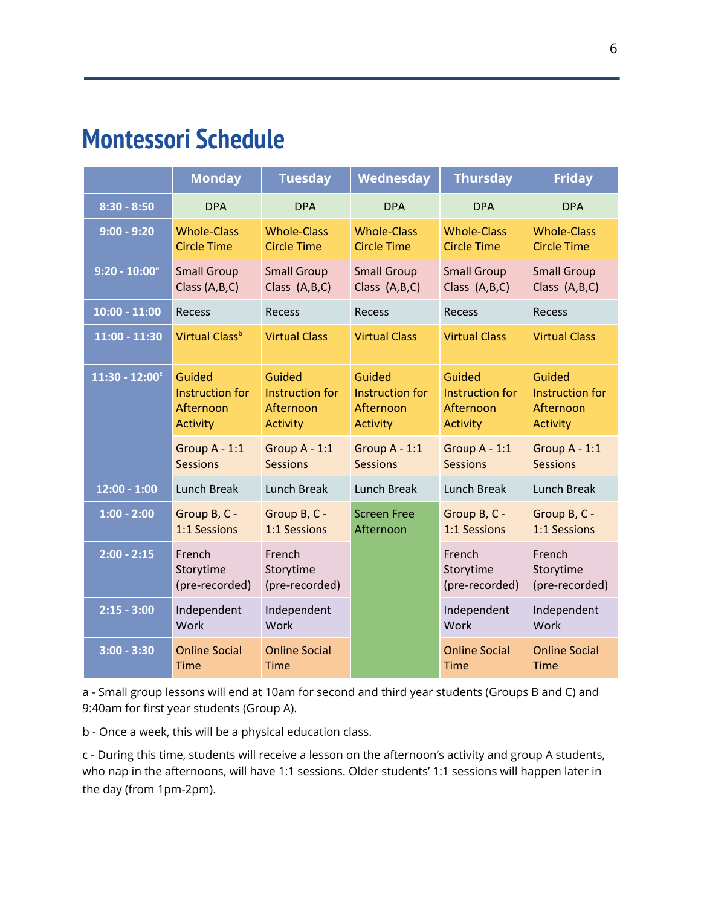# Montessori Schedule

| | Monday | Tuesday | Wednesday | Thursday | Friday |
|---|---|---|---|---|---|
| 8:30 - 8:50 | DPA | DPA | DPA | DPA | DPA |
| 9:00 - 9:20 | Whole-Class Circle Time | Whole-Class Circle Time | Whole-Class Circle Time | Whole-Class Circle Time | Whole-Class Circle Time |
| 9:20 - 10:00[a] | Small Group Class (A,B,C) | Small Group Class (A,B,C) | Small Group Class (A,B,C) | Small Group Class (A,B,C) | Small Group Class (A,B,C) |
| 10:00 - 11:00 | Recess | Recess | Recess | Recess | Recess |
| 11:00 - 11:30 | Virtual Class[b] | Virtual Class | Virtual Class | Virtual Class | Virtual Class |
| 11:30 - 12:00[c] | Guided Instruction for Afternoon Activity | Guided Instruction for Afternoon Activity | Guided Instruction for Afternoon Activity | Guided Instruction for Afternoon Activity | Guided Instruction for Afternoon Activity |
| | Group A - 1:1 Sessions | Group A - 1:1 Sessions | Group A - 1:1 Sessions | Group A - 1:1 Sessions | Group A - 1:1 Sessions |
| 12:00 - 1:00 | Lunch Break | Lunch Break | Lunch Break | Lunch Break | Lunch Break |
| 1:00 - 2:00 | Group B, C - 1:1 Sessions | Group B, C - 1:1 Sessions | Screen Free Afternoon | Group B, C - 1:1 Sessions | Group B, C - 1:1 Sessions |
| 2:00 - 2:15 | French Storytime (pre-recorded) | French Storytime (pre-recorded) | | French Storytime (pre-recorded) | French Storytime (pre-recorded) |
| 2:15 - 3:00 | Independent Work | Independent Work | | Independent Work | Independent Work |
| 3:00 - 3:30 | Online Social Time | Online Social Time | | Online Social Time | Online Social Time |

a - Small group lessons will end at 10am for second and third year students (Groups B and C) and 9:40am for first year students (Group A).

b - Once a week, this will be a physical education class.

c - During this time, students will receive a lesson on the afternoon's activity and group A students, who nap in the afternoons, will have 1:1 sessions. Older students' 1:1 sessions will happen later in the day (from 1pm-2pm).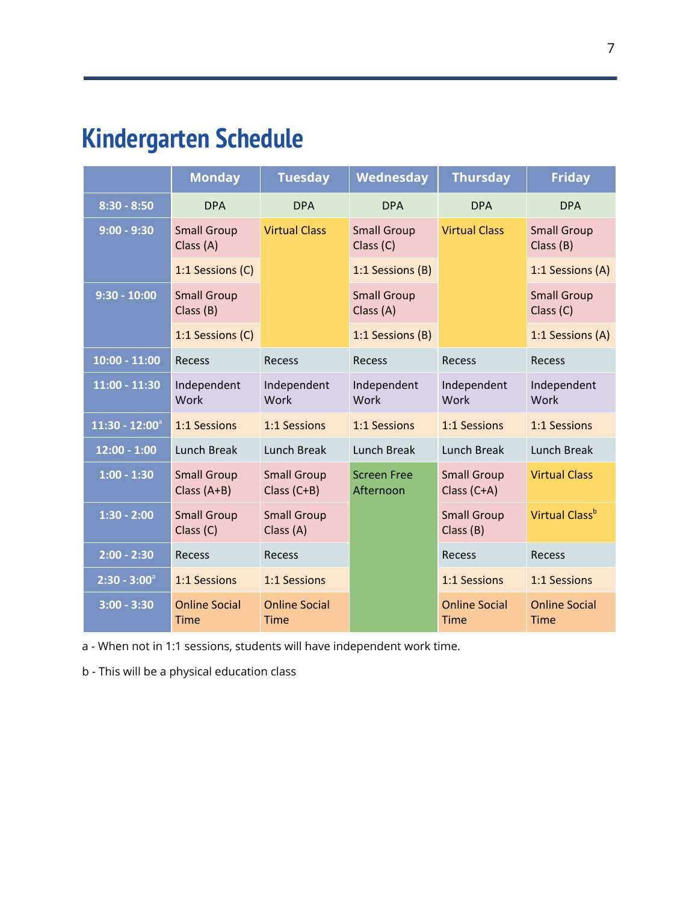# Kindergarten Schedule

| | Monday | Tuesday | Wednesday | Thursday | Friday |
|---|---|---|---|---|---|
| 8:30 - 8:50 | DPA | DPA | DPA | DPA | DPA |
| 9:00 - 9:30 | Small Group Class (A) | Virtual Class | Small Group Class (C) | Virtual Class | Small Group Class (B) |
| | 1:1 Sessions (C) | | 1:1 Sessions (B) | | 1:1 Sessions (A) |
| 9:30 - 10:00 | Small Group Class (B) | | Small Group Class (A) | | Small Group Class (C) |
| | 1:1 Sessions (C) | | 1:1 Sessions (B) | | 1:1 Sessions (A) |
| 10:00 - 11:00 | Recess | Recess | Recess | Recess | Recess |
| 11:00 - 11:30 | Independent Work | Independent Work | Independent Work | Independent Work | Independent Work |
| 11:30 - 12:00[a] | 1:1 Sessions | 1:1 Sessions | 1:1 Sessions | 1:1 Sessions | 1:1 Sessions |
| 12:00 - 1:00 | Lunch Break | Lunch Break | Lunch Break | Lunch Break | Lunch Break |
| 1:00 - 1:30 | Small Group Class (A+B) | Small Group Class (C+B) | Screen Free Afternoon | Small Group Class (C+A) | Virtual Class |
| 1:30 - 2:00 | Small Group Class (C) | Small Group Class (A) | | Small Group Class (B) | Virtual Class[b] |
| 2:00 - 2:30 | Recess | Recess | | Recess | Recess |
| 2:30 - 3:00[a] | 1:1 Sessions | 1:1 Sessions | | 1:1 Sessions | 1:1 Sessions |
| 3:00 - 3:30 | Online Social Time | Online Social Time | | Online Social Time | Online Social Time |

a - When not in 1:1 sessions, students will have independent work time.

b - This will be a physical education class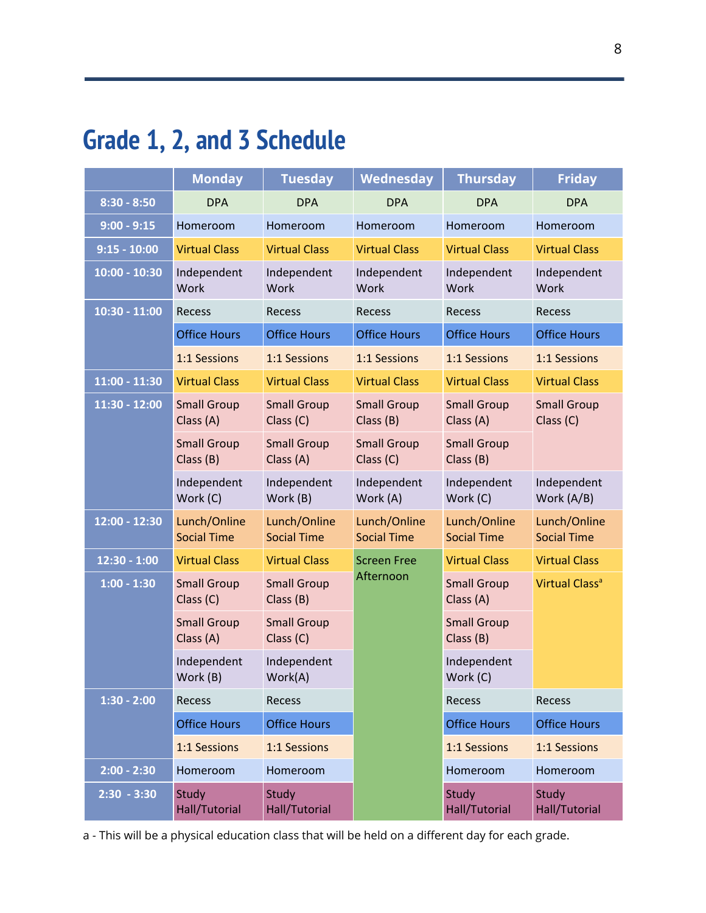# Grade 1, 2, and 3 Schedule

| | Monday | Tuesday | Wednesday | Thursday | Friday |
|---|---|---|---|---|---|
| 8:30 - 8:50 | DPA | DPA | DPA | DPA | DPA |
| 9:00 - 9:15 | Homeroom | Homeroom | Homeroom | Homeroom | Homeroom |
| 9:15 - 10:00 | Virtual Class | Virtual Class | Virtual Class | Virtual Class | Virtual Class |
| 10:00 - 10:30 | Independent Work | Independent Work | Independent Work | Independent Work | Independent Work |
| 10:30 - 11:00 | Recess | Recess | Recess | Recess | Recess |
| | Office Hours | Office Hours | Office Hours | Office Hours | Office Hours |
| | 1:1 Sessions | 1:1 Sessions | 1:1 Sessions | 1:1 Sessions | 1:1 Sessions |
| 11:00 - 11:30 | Virtual Class | Virtual Class | Virtual Class | Virtual Class | Virtual Class |
| 11:30 - 12:00 | Small Group Class (A) | Small Group Class (C) | Small Group Class (B) | Small Group Class (A) | Small Group Class (C) |
| | Small Group Class (B) | Small Group Class (A) | Small Group Class (C) | Small Group Class (B) | |
| | Independent Work (C) | Independent Work (B) | Independent Work (A) | Independent Work (C) | Independent Work (A/B) |
| 12:00 - 12:30 | Lunch/Online Social Time | Lunch/Online Social Time | Lunch/Online Social Time | Lunch/Online Social Time | Lunch/Online Social Time |
| 12:30 - 1:00 | Virtual Class | Virtual Class | Screen Free Afternoon | Virtual Class | Virtual Class |
| 1:00 - 1:30 | Small Group Class (C) | Small Group Class (B) | | Small Group Class (A) | Virtual Class[a] |
| | Small Group Class (A) | Small Group Class (C) | | Small Group Class (B) | |
| | Independent Work (B) | Independent Work(A) | | Independent Work (C) | |
| 1:30 - 2:00 | Recess | Recess | | Recess | Recess |
| | Office Hours | Office Hours | | Office Hours | Office Hours |
| | 1:1 Sessions | 1:1 Sessions | | 1:1 Sessions | 1:1 Sessions |
| 2:00 - 2:30 | Homeroom | Homeroom | | Homeroom | Homeroom |
| 2:30 - 3:30 | Study Hall/Tutorial | Study Hall/Tutorial | | Study Hall/Tutorial | Study Hall/Tutorial |

a - This will be a physical education class that will be held on a different day for each grade.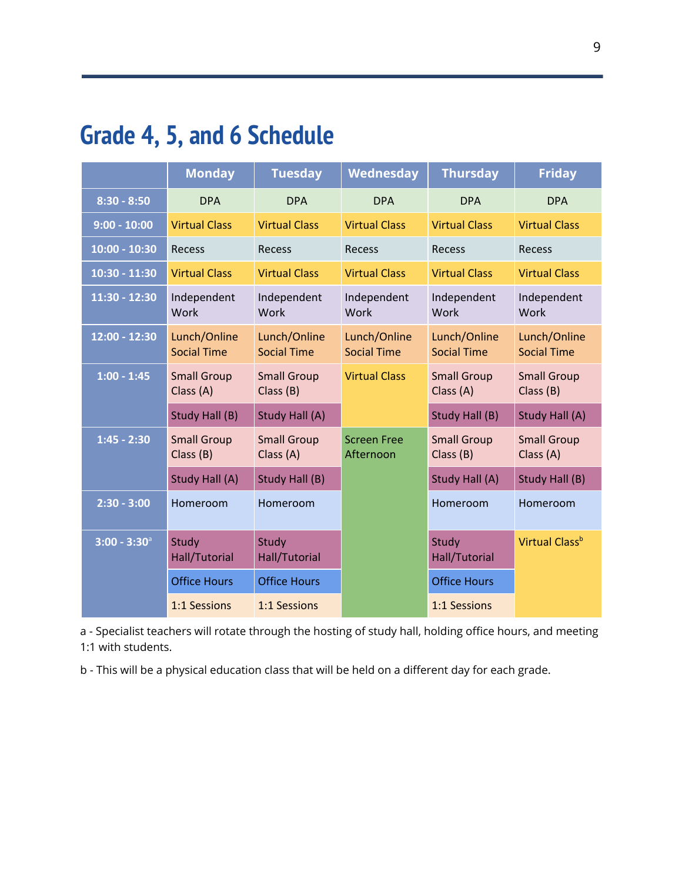# Grade 4, 5, and 6 Schedule

| | Monday | Tuesday | Wednesday | Thursday | Friday |
|---|---|---|---|---|---|
| 8:30 - 8:50 | DPA | DPA | DPA | DPA | DPA |
| 9:00 - 10:00 | Virtual Class | Virtual Class | Virtual Class | Virtual Class | Virtual Class |
| 10:00 - 10:30 | Recess | Recess | Recess | Recess | Recess |
| 10:30 - 11:30 | Virtual Class | Virtual Class | Virtual Class | Virtual Class | Virtual Class |
| 11:30 - 12:30 | Independent Work | Independent Work | Independent Work | Independent Work | Independent Work |
| 12:00 - 12:30 | Lunch/Online Social Time | Lunch/Online Social Time | Lunch/Online Social Time | Lunch/Online Social Time | Lunch/Online Social Time |
| 1:00 - 1:45 | Small Group Class (A) | Small Group Class (B) | Virtual Class | Small Group Class (A) | Small Group Class (B) |
| | Study Hall (B) | Study Hall (A) | | Study Hall (B) | Study Hall (A) |
| 1:45 - 2:30 | Small Group Class (B) | Small Group Class (A) | Screen Free Afternoon | Small Group Class (B) | Small Group Class (A) |
| | Study Hall (A) | Study Hall (B) | | Study Hall (A) | Study Hall (B) |
| 2:30 - 3:00 | Homeroom | Homeroom | | Homeroom | Homeroom |
| 3:00 - 3:30[a] | Study Hall/Tutorial | Study Hall/Tutorial | | Study Hall/Tutorial | Virtual Class[b] |
| | Office Hours | Office Hours | | Office Hours | |
| | 1:1 Sessions | 1:1 Sessions | | 1:1 Sessions | |

a - Specialist teachers will rotate through the hosting of study hall, holding office hours, and meeting 1:1 with students.

b - This will be a physical education class that will be held on a different day for each grade.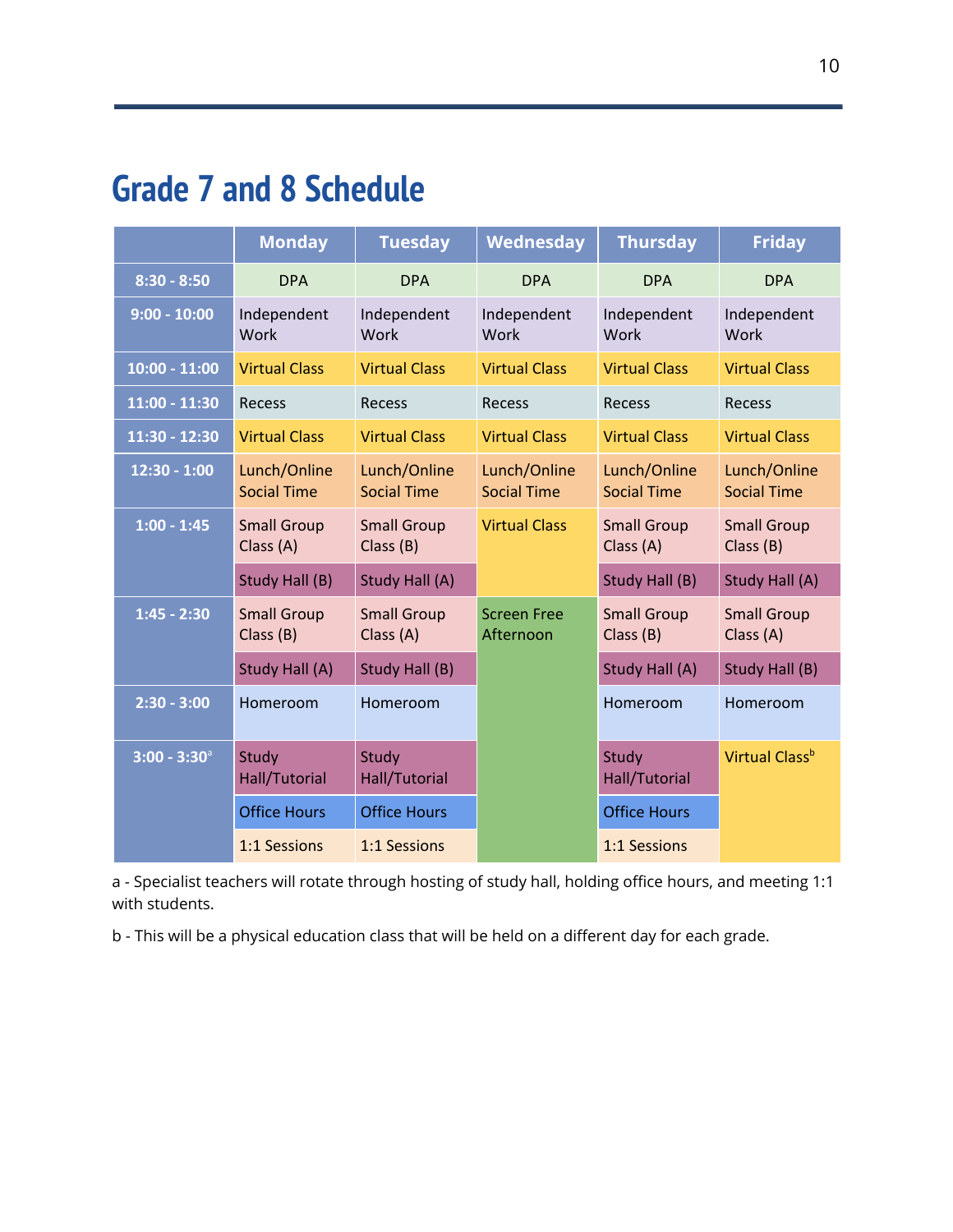# Grade 7 and 8 Schedule

| | Monday | Tuesday | Wednesday | Thursday | Friday |
|---|---|---|---|---|---|
| 8:30 - 8:50 | DPA | DPA | DPA | DPA | DPA |
| 9:00 - 10:00 | Independent Work | Independent Work | Independent Work | Independent Work | Independent Work |
| 10:00 - 11:00 | Virtual Class | Virtual Class | Virtual Class | Virtual Class | Virtual Class |
| 11:00 - 11:30 | Recess | Recess | Recess | Recess | Recess |
| 11:30 - 12:30 | Virtual Class | Virtual Class | Virtual Class | Virtual Class | Virtual Class |
| 12:30 - 1:00 | Lunch/Online Social Time | Lunch/Online Social Time | Lunch/Online Social Time | Lunch/Online Social Time | Lunch/Online Social Time |
| 1:00 - 1:45 | Small Group Class (A) | Small Group Class (B) | Virtual Class | Small Group Class (A) | Small Group Class (B) |
| | Study Hall (B) | Study Hall (A) | | Study Hall (B) | Study Hall (A) |
| 1:45 - 2:30 | Small Group Class (B) | Small Group Class (A) | Screen Free Afternoon | Small Group Class (B) | Small Group Class (A) |
| | Study Hall (A) | Study Hall (B) | | Study Hall (A) | Study Hall (B) |
| 2:30 - 3:00 | Homeroom | Homeroom | | Homeroom | Homeroom |
| 3:00 - 3:30[a] | Study Hall/Tutorial | Study Hall/Tutorial | | Study Hall/Tutorial | Virtual Class[b] |
| | Office Hours | Office Hours | | Office Hours | |
| | 1:1 Sessions | 1:1 Sessions | | 1:1 Sessions | |

a - Specialist teachers will rotate through hosting of study hall, holding office hours, and meeting 1:1 with students.

b - This will be a physical education class that will be held on a different day for each grade.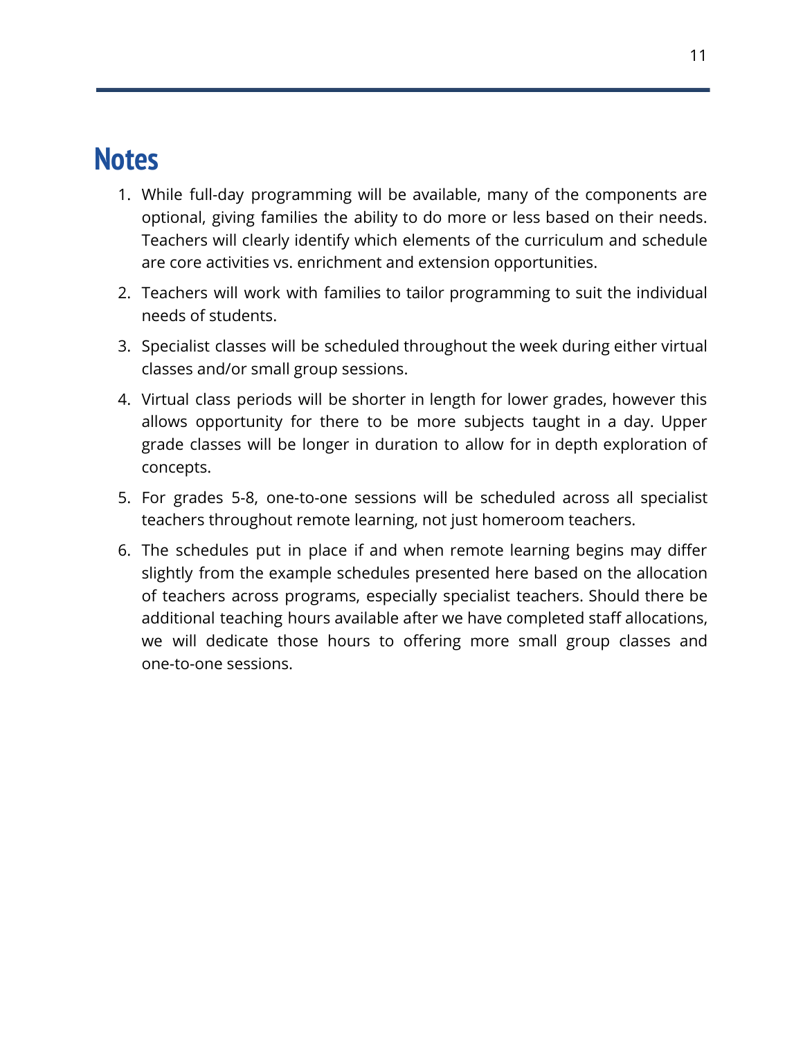## Notes

1. While full-day programming will be available, many of the components are optional, giving families the ability to do more or less based on their needs. Teachers will clearly identify which elements of the curriculum and schedule are core activities vs. enrichment and extension opportunities.
2. Teachers will work with families to tailor programming to suit the individual needs of students.
3. Specialist classes will be scheduled throughout the week during either virtual classes and/or small group sessions.
4. Virtual class periods will be shorter in length for lower grades, however this allows opportunity for there to be more subjects taught in a day. Upper grade classes will be longer in duration to allow for in depth exploration of concepts.
5. For grades 5-8, one-to-one sessions will be scheduled across all specialist teachers throughout remote learning, not just homeroom teachers.
6. The schedules put in place if and when remote learning begins may differ slightly from the example schedules presented here based on the allocation of teachers across programs, especially specialist teachers. Should there be additional teaching hours available after we have completed staff allocations, we will dedicate those hours to offering more small group classes and one-to-one sessions.